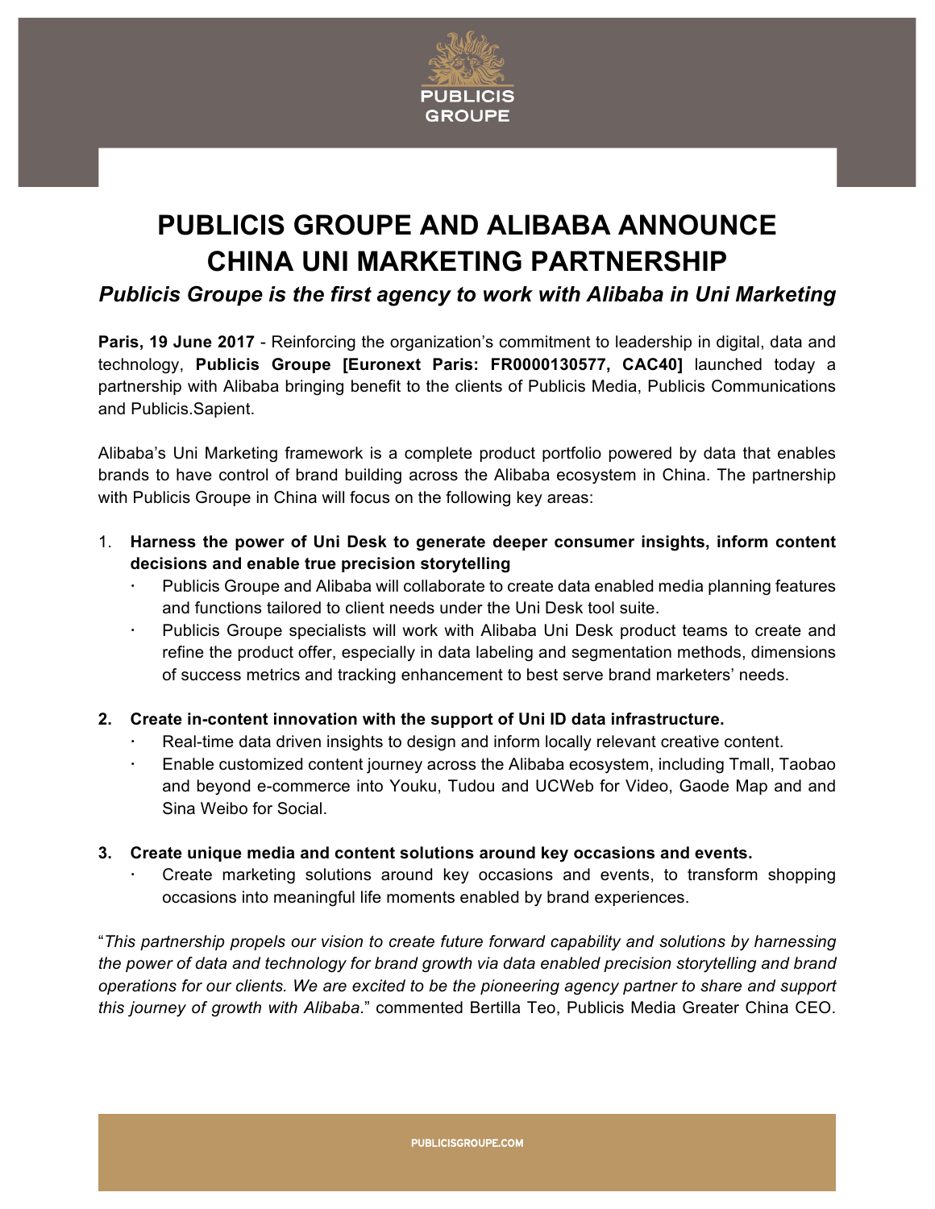# PUBLICIS GROUPE AND ALIBABA ANNOUNCE CHINA UNI MARKETING PARTNERSHIP

### *Publicis Groupe is the first agency to work with Alibaba in Uni Marketing*

**Paris, 19 June 2017** - Reinforcing the organization's commitment to leadership in digital, data and technology, **Publicis Groupe [Euronext Paris: FR0000130577, CAC40]** launched today a partnership with Alibaba bringing benefit to the clients of Publicis Media, Publicis Communications and Publicis.Sapient.

Alibaba's Uni Marketing framework is a complete product portfolio powered by data that enables brands to have control of brand building across the Alibaba ecosystem in China. The partnership with Publicis Groupe in China will focus on the following key areas:

1. **Harness the power of Uni Desk to generate deeper consumer insights, inform content decisions and enable true precision storytelling**
   - Publicis Groupe and Alibaba will collaborate to create data enabled media planning features and functions tailored to client needs under the Uni Desk tool suite.
   - Publicis Groupe specialists will work with Alibaba Uni Desk product teams to create and refine the product offer, especially in data labeling and segmentation methods, dimensions of success metrics and tracking enhancement to best serve brand marketers' needs.

2. **Create in-content innovation with the support of Uni ID data infrastructure.**
   - Real-time data driven insights to design and inform locally relevant creative content.
   - Enable customized content journey across the Alibaba ecosystem, including Tmall, Taobao and beyond e-commerce into Youku, Tudou and UCWeb for Video, Gaode Map and and Sina Weibo for Social.

3. **Create unique media and content solutions around key occasions and events.**
   - Create marketing solutions around key occasions and events, to transform shopping occasions into meaningful life moments enabled by brand experiences.

"*This partnership propels our vision to create future forward capability and solutions by harnessing the power of data and technology for brand growth via data enabled precision storytelling and brand operations for our clients. We are excited to be the pioneering agency partner to share and support this journey of growth with Alibaba.*" commented Bertilla Teo, Publicis Media Greater China CEO.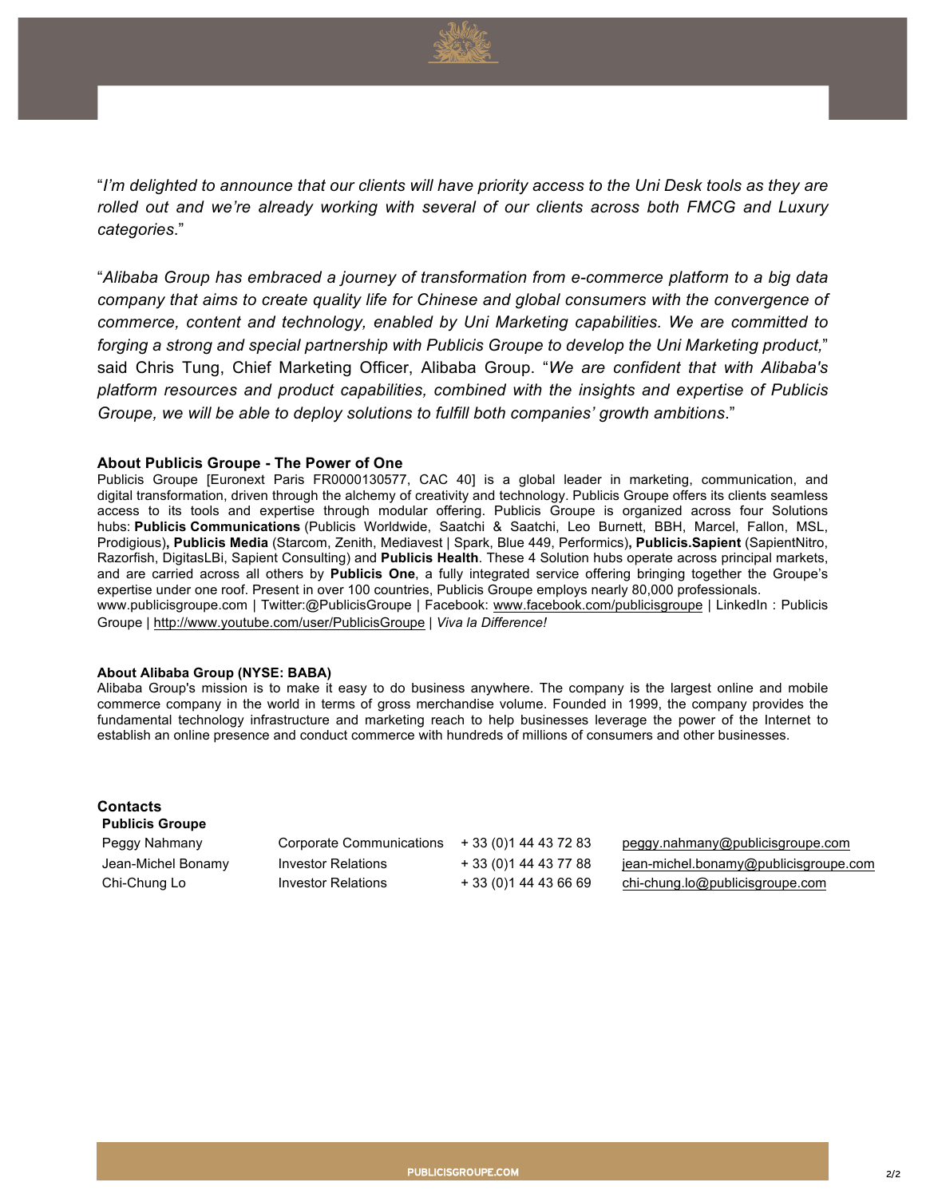"*I'm delighted to announce that our clients will have priority access to the Uni Desk tools as they are rolled out and we're already working with several of our clients across both FMCG and Luxury categories*."

"*Alibaba Group has embraced a journey of transformation from e-commerce platform to a big data company that aims to create quality life for Chinese and global consumers with the convergence of commerce, content and technology, enabled by Uni Marketing capabilities. We are committed to forging a strong and special partnership with Publicis Groupe to develop the Uni Marketing product,*" said Chris Tung, Chief Marketing Officer, Alibaba Group. "*We are confident that with Alibaba's platform resources and product capabilities, combined with the insights and expertise of Publicis Groupe, we will be able to deploy solutions to fulfill both companies' growth ambitions*."

**About Publicis Groupe - The Power of One**

Publicis Groupe [Euronext Paris FR0000130577, CAC 40] is a global leader in marketing, communication, and digital transformation, driven through the alchemy of creativity and technology. Publicis Groupe offers its clients seamless access to its tools and expertise through modular offering. Publicis Groupe is organized across four Solutions hubs: **Publicis Communications** (Publicis Worldwide, Saatchi & Saatchi, Leo Burnett, BBH, Marcel, Fallon, MSL, Prodigious)**, Publicis Media** (Starcom, Zenith, Mediavest | Spark, Blue 449, Performics)**, Publicis.Sapient** (SapientNitro, Razorfish, DigitasLBi, Sapient Consulting) and **Publicis Health**. These 4 Solution hubs operate across principal markets, and are carried across all others by **Publicis One**, a fully integrated service offering bringing together the Groupe's expertise under one roof. Present in over 100 countries, Publicis Groupe employs nearly 80,000 professionals.
www.publicisgroupe.com | Twitter:@PublicisGroupe | Facebook: www.facebook.com/publicisgroupe | LinkedIn : Publicis Groupe | http://www.youtube.com/user/PublicisGroupe | *Viva la Difference!*

**About Alibaba Group (NYSE: BABA)**

Alibaba Group's mission is to make it easy to do business anywhere. The company is the largest online and mobile commerce company in the world in terms of gross merchandise volume. Founded in 1999, the company provides the fundamental technology infrastructure and marketing reach to help businesses leverage the power of the Internet to establish an online presence and conduct commerce with hundreds of millions of consumers and other businesses.

**Contacts**

**Publicis Groupe**

| | | | |
|---|---|---|---|
| Peggy Nahmany | Corporate Communications | + 33 (0)1 44 43 72 83 | peggy.nahmany@publicisgroupe.com |
| Jean-Michel Bonamy | Investor Relations | + 33 (0)1 44 43 77 88 | jean-michel.bonamy@publicisgroupe.com |
| Chi-Chung Lo | Investor Relations | + 33 (0)1 44 43 66 69 | chi-chung.lo@publicisgroupe.com |